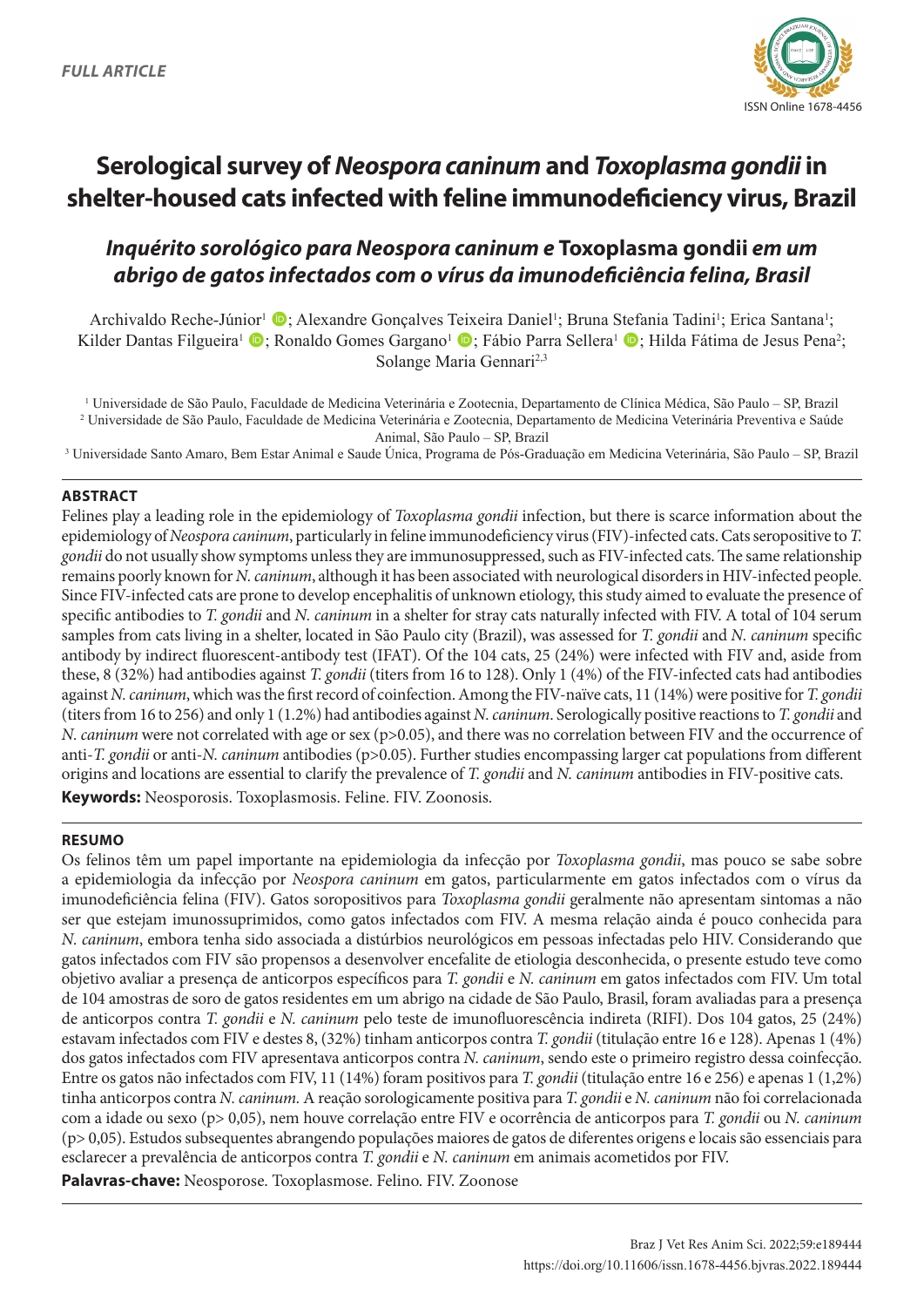FULL ARTICLE

# Serological survey of *Neospora caninum* and *Toxoplasma gondii* in shelter-housed cats infected with feline immunodeficiency virus, Brazil

## *Inquérito sorológico para Neospora caninum e* Toxoplasma gondii *em um abrigo de gatos infectados com o vírus da imunodeficiência felina, Brasil*

Archivaldo Reche-Júnior[1]; Alexandre Gonçalves Teixeira Daniel[1]; Bruna Stefania Tadini[1]; Erica Santana[1]; Kilder Dantas Filgueira[1]; Ronaldo Gomes Gargano[1]; Fábio Parra Sellera[1]; Hilda Fátima de Jesus Pena[2]; Solange Maria Gennari[2,3]

[1] Universidade de São Paulo, Faculdade de Medicina Veterinária e Zootecnia, Departamento de Clínica Médica, São Paulo – SP, Brazil
[2] Universidade de São Paulo, Faculdade de Medicina Veterinária e Zootecnia, Departamento de Medicina Veterinária Preventiva e Saúde Animal, São Paulo – SP, Brazil
[3] Universidade Santo Amaro, Bem Estar Animal e Saude Única, Programa de Pós-Graduação em Medicina Veterinária, São Paulo – SP, Brazil

### ABSTRACT

Felines play a leading role in the epidemiology of *Toxoplasma gondii* infection, but there is scarce information about the epidemiology of *Neospora caninum*, particularly in feline immunodeficiency virus (FIV)-infected cats. Cats seropositive to *T. gondii* do not usually show symptoms unless they are immunosuppressed, such as FIV-infected cats. The same relationship remains poorly known for *N. caninum*, although it has been associated with neurological disorders in HIV-infected people. Since FIV-infected cats are prone to develop encephalitis of unknown etiology, this study aimed to evaluate the presence of specific antibodies to *T. gondii* and *N. caninum* in a shelter for stray cats naturally infected with FIV. A total of 104 serum samples from cats living in a shelter, located in São Paulo city (Brazil), was assessed for *T. gondii* and *N. caninum* specific antibody by indirect fluorescent-antibody test (IFAT). Of the 104 cats, 25 (24%) were infected with FIV and, aside from these, 8 (32%) had antibodies against *T. gondii* (titers from 16 to 128). Only 1 (4%) of the FIV-infected cats had antibodies against *N. caninum*, which was the first record of coinfection. Among the FIV-naïve cats, 11 (14%) were positive for *T. gondii* (titers from 16 to 256) and only 1 (1.2%) had antibodies against *N. caninum*. Serologically positive reactions to *T. gondii* and *N. caninum* were not correlated with age or sex ($p>0.05$), and there was no correlation between FIV and the occurrence of anti-*T. gondii* or anti-*N. caninum* antibodies ($p>0.05$). Further studies encompassing larger cat populations from different origins and locations are essential to clarify the prevalence of *T. gondii* and *N. caninum* antibodies in FIV-positive cats.

**Keywords:** Neosporosis. Toxoplasmosis. Feline. FIV. Zoonosis.

### RESUMO

Os felinos têm um papel importante na epidemiologia da infecção por *Toxoplasma gondii*, mas pouco se sabe sobre a epidemiologia da infecção por *Neospora caninum* em gatos, particularmente em gatos infectados com o vírus da imunodeficiência felina (FIV). Gatos soropositivos para *Toxoplasma gondii* geralmente não apresentam sintomas a não ser que estejam imunossuprimidos, como gatos infectados com FIV. A mesma relação ainda é pouco conhecida para *N. caninum*, embora tenha sido associada a distúrbios neurológicos em pessoas infectadas pelo HIV. Considerando que gatos infectados com FIV são propensos a desenvolver encefalite de etiologia desconhecida, o presente estudo teve como objetivo avaliar a presença de anticorpos específicos para *T. gondii* e *N. caninum* em gatos infectados com FIV. Um total de 104 amostras de soro de gatos residentes em um abrigo na cidade de São Paulo, Brasil, foram avaliadas para a presença de anticorpos contra *T. gondii* e *N. caninum* pelo teste de imunofluorescência indireta (RIFI). Dos 104 gatos, 25 (24%) estavam infectados com FIV e destes 8, (32%) tinham anticorpos contra *T. gondii* (titulação entre 16 e 128). Apenas 1 (4%) dos gatos infectados com FIV apresentava anticorpos contra *N. caninum*, sendo este o primeiro registro dessa coinfecção. Entre os gatos não infectados com FIV, 11 (14%) foram positivos para *T. gondii* (titulação entre 16 e 256) e apenas 1 (1,2%) tinha anticorpos contra *N. caninum.* A reação sorologicamente positiva para *T. gondii* e *N. caninum* não foi correlacionada com a idade ou sexo ($p> 0,05$), nem houve correlação entre FIV e ocorrência de anticorpos para *T. gondii* ou *N. caninum* ($p> 0,05$). Estudos subsequentes abrangendo populações maiores de gatos de diferentes origens e locais são essenciais para esclarecer a prevalência de anticorpos contra *T. gondii* e *N. caninum* em animais acometidos por FIV.

**Palavras-chave:** Neosporose. Toxoplasmose. Felino. FIV. Zoonose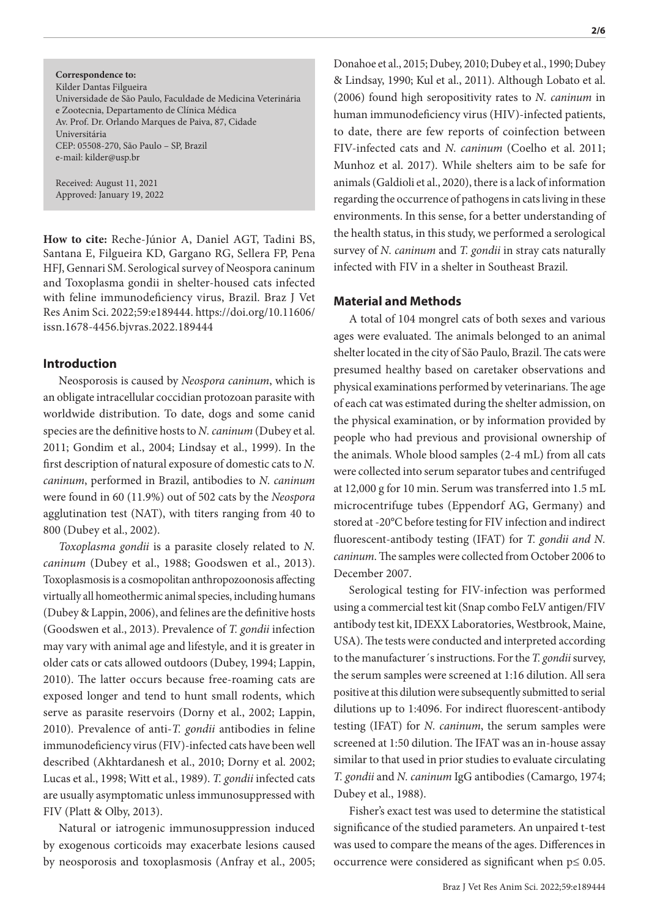**Correspondence to:**
Kilder Dantas Filgueira
Universidade de São Paulo, Faculdade de Medicina Veterinária e Zootecnia, Departamento de Clínica Médica
Av. Prof. Dr. Orlando Marques de Paiva, 87, Cidade Universitária
CEP: 05508-270, São Paulo – SP, Brazil
e-mail: kilder@usp.br

Received: August 11, 2021
Approved: January 19, 2022

**How to cite:** Reche-Júnior A, Daniel AGT, Tadini BS, Santana E, Filgueira KD, Gargano RG, Sellera FP, Pena HFJ, Gennari SM. Serological survey of Neospora caninum and Toxoplasma gondii in shelter-housed cats infected with feline immunodeficiency virus, Brazil. Braz J Vet Res Anim Sci. 2022;59:e189444. https://doi.org/10.11606/issn.1678-4456.bjvras.2022.189444

## Introduction

Neosporosis is caused by *Neospora caninum*, which is an obligate intracellular coccidian protozoan parasite with worldwide distribution. To date, dogs and some canid species are the definitive hosts to *N. caninum* (Dubey et al. 2011; Gondim et al., 2004; Lindsay et al., 1999). In the first description of natural exposure of domestic cats to *N. caninum*, performed in Brazil, antibodies to *N. caninum* were found in 60 (11.9%) out of 502 cats by the *Neospora* agglutination test (NAT), with titers ranging from 40 to 800 (Dubey et al., 2002).

*Toxoplasma gondii* is a parasite closely related to *N. caninum* (Dubey et al., 1988; Goodswen et al., 2013). Toxoplasmosis is a cosmopolitan anthropozoonosis affecting virtually all homeothermic animal species, including humans (Dubey & Lappin, 2006), and felines are the definitive hosts (Goodswen et al., 2013). Prevalence of *T. gondii* infection may vary with animal age and lifestyle, and it is greater in older cats or cats allowed outdoors (Dubey, 1994; Lappin, 2010). The latter occurs because free-roaming cats are exposed longer and tend to hunt small rodents, which serve as parasite reservoirs (Dorny et al., 2002; Lappin, 2010). Prevalence of anti-*T. gondii* antibodies in feline immunodeficiency virus (FIV)-infected cats have been well described (Akhtardanesh et al., 2010; Dorny et al. 2002; Lucas et al., 1998; Witt et al., 1989). *T. gondii* infected cats are usually asymptomatic unless immunosuppressed with FIV (Platt & Olby, 2013).

Natural or iatrogenic immunosuppression induced by exogenous corticoids may exacerbate lesions caused by neosporosis and toxoplasmosis (Anfray et al., 2005; Donahoe et al., 2015; Dubey, 2010; Dubey et al., 1990; Dubey & Lindsay, 1990; Kul et al., 2011). Although Lobato et al. (2006) found high seropositivity rates to *N. caninum* in human immunodeficiency virus (HIV)-infected patients, to date, there are few reports of coinfection between FIV-infected cats and *N. caninum* (Coelho et al. 2011; Munhoz et al. 2017). While shelters aim to be safe for animals (Galdioli et al., 2020), there is a lack of information regarding the occurrence of pathogens in cats living in these environments. In this sense, for a better understanding of the health status, in this study, we performed a serological survey of *N. caninum* and *T. gondii* in stray cats naturally infected with FIV in a shelter in Southeast Brazil.

## Material and Methods

A total of 104 mongrel cats of both sexes and various ages were evaluated. The animals belonged to an animal shelter located in the city of São Paulo, Brazil. The cats were presumed healthy based on caretaker observations and physical examinations performed by veterinarians. The age of each cat was estimated during the shelter admission, on the physical examination, or by information provided by people who had previous and provisional ownership of the animals. Whole blood samples (2-4 mL) from all cats were collected into serum separator tubes and centrifuged at 12,000 g for 10 min. Serum was transferred into 1.5 mL microcentrifuge tubes (Eppendorf AG, Germany) and stored at -20°C before testing for FIV infection and indirect fluorescent-antibody testing (IFAT) for *T. gondii and N. caninum*. The samples were collected from October 2006 to December 2007.

Serological testing for FIV-infection was performed using a commercial test kit (Snap combo FeLV antigen/FIV antibody test kit, IDEXX Laboratories, Westbrook, Maine, USA). The tests were conducted and interpreted according to the manufacturer´s instructions. For the *T. gondii* survey, the serum samples were screened at 1:16 dilution. All sera positive at this dilution were subsequently submitted to serial dilutions up to 1:4096. For indirect fluorescent-antibody testing (IFAT) for *N. caninum*, the serum samples were screened at 1:50 dilution. The IFAT was an in-house assay similar to that used in prior studies to evaluate circulating *T. gondii* and *N. caninum* IgG antibodies (Camargo, 1974; Dubey et al., 1988).

Fisher's exact test was used to determine the statistical significance of the studied parameters. An unpaired t-test was used to compare the means of the ages. Differences in occurrence were considered as significant when $p \leq 0.05$.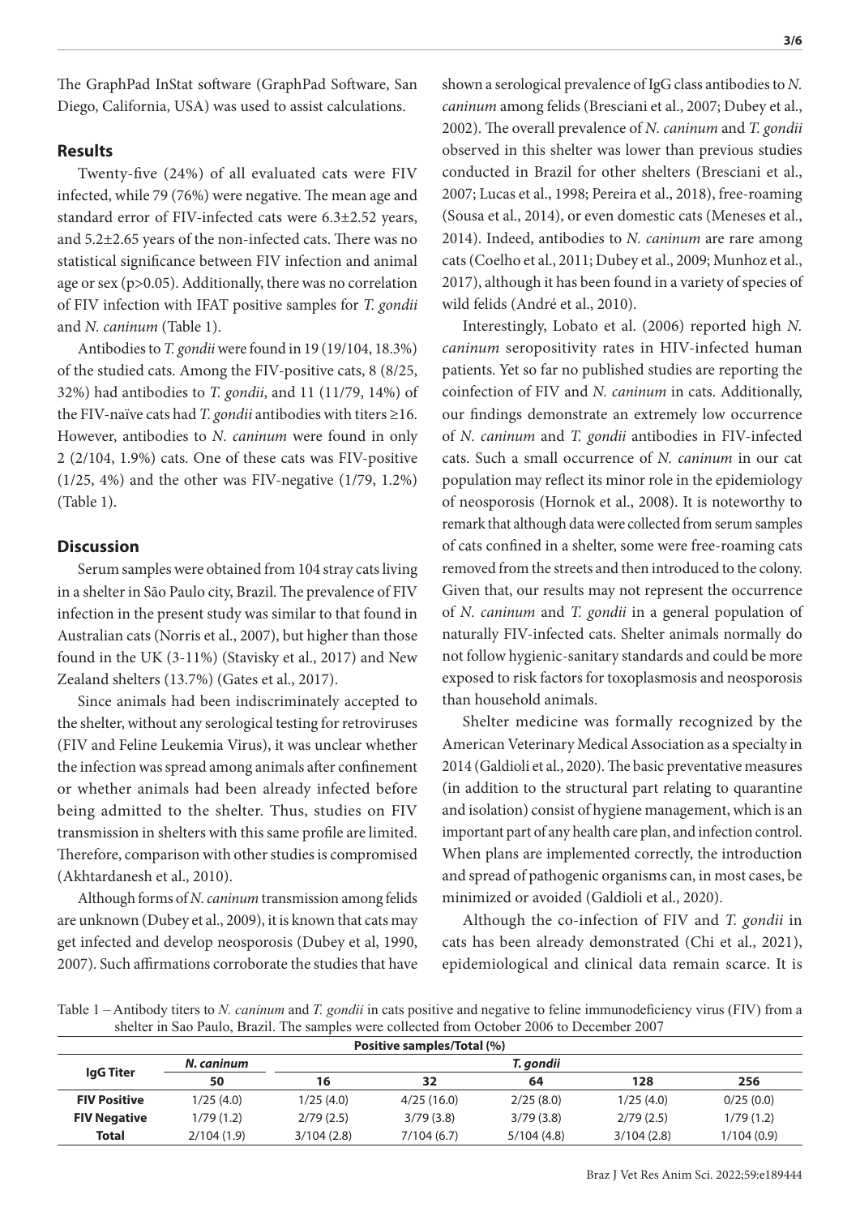The GraphPad InStat software (GraphPad Software, San Diego, California, USA) was used to assist calculations.

## Results

Twenty-five (24%) of all evaluated cats were FIV infected, while 79 (76%) were negative. The mean age and standard error of FIV-infected cats were 6.3±2.52 years, and 5.2±2.65 years of the non-infected cats. There was no statistical significance between FIV infection and animal age or sex ($p>0.05$). Additionally, there was no correlation of FIV infection with IFAT positive samples for *T. gondii* and *N. caninum* (Table 1).

Antibodies to *T. gondii* were found in 19 (19/104, 18.3%) of the studied cats. Among the FIV-positive cats, 8 (8/25, 32%) had antibodies to *T. gondii*, and 11 (11/79, 14%) of the FIV-naïve cats had *T. gondii* antibodies with titers ≥16. However, antibodies to *N. caninum* were found in only 2 (2/104, 1.9%) cats. One of these cats was FIV-positive (1/25, 4%) and the other was FIV-negative (1/79, 1.2%) (Table 1).

## Discussion

Serum samples were obtained from 104 stray cats living in a shelter in São Paulo city, Brazil. The prevalence of FIV infection in the present study was similar to that found in Australian cats (Norris et al., 2007), but higher than those found in the UK (3-11%) (Stavisky et al., 2017) and New Zealand shelters (13.7%) (Gates et al., 2017).

Since animals had been indiscriminately accepted to the shelter, without any serological testing for retroviruses (FIV and Feline Leukemia Virus), it was unclear whether the infection was spread among animals after confinement or whether animals had been already infected before being admitted to the shelter. Thus, studies on FIV transmission in shelters with this same profile are limited. Therefore, comparison with other studies is compromised (Akhtardanesh et al., 2010).

Although forms of *N. caninum* transmission among felids are unknown (Dubey et al., 2009), it is known that cats may get infected and develop neosporosis (Dubey et al, 1990, 2007). Such affirmations corroborate the studies that have shown a serological prevalence of IgG class antibodies to *N. caninum* among felids (Bresciani et al., 2007; Dubey et al., 2002). The overall prevalence of *N. caninum* and *T. gondii* observed in this shelter was lower than previous studies conducted in Brazil for other shelters (Bresciani et al., 2007; Lucas et al., 1998; Pereira et al., 2018), free-roaming (Sousa et al., 2014), or even domestic cats (Meneses et al., 2014). Indeed, antibodies to *N. caninum* are rare among cats (Coelho et al., 2011; Dubey et al., 2009; Munhoz et al., 2017), although it has been found in a variety of species of wild felids (André et al., 2010).

Interestingly, Lobato et al. (2006) reported high *N. caninum* seropositivity rates in HIV-infected human patients. Yet so far no published studies are reporting the coinfection of FIV and *N. caninum* in cats. Additionally, our findings demonstrate an extremely low occurrence of *N. caninum* and *T. gondii* antibodies in FIV-infected cats. Such a small occurrence of *N. caninum* in our cat population may reflect its minor role in the epidemiology of neosporosis (Hornok et al., 2008). It is noteworthy to remark that although data were collected from serum samples of cats confined in a shelter, some were free-roaming cats removed from the streets and then introduced to the colony. Given that, our results may not represent the occurrence of *N. caninum* and *T. gondii* in a general population of naturally FIV-infected cats. Shelter animals normally do not follow hygienic-sanitary standards and could be more exposed to risk factors for toxoplasmosis and neosporosis than household animals.

Shelter medicine was formally recognized by the American Veterinary Medical Association as a specialty in 2014 (Galdioli et al., 2020). The basic preventative measures (in addition to the structural part relating to quarantine and isolation) consist of hygiene management, which is an important part of any health care plan, and infection control. When plans are implemented correctly, the introduction and spread of pathogenic organisms can, in most cases, be minimized or avoided (Galdioli et al., 2020).

Although the co-infection of FIV and *T. gondii* in cats has been already demonstrated (Chi et al., 2021), epidemiological and clinical data remain scarce. It is

Table 1 – Antibody titers to *N. caninum* and *T. gondii* in cats positive and negative to feline immunodeficiency virus (FIV) from a shelter in Sao Paulo, Brazil. The samples were collected from October 2006 to December 2007

| | Positive samples/Total (%) | | | | | |
|---|---|---|---|---|---|---|
| **IgG Titer** | ***N. caninum*** | ***T. gondii*** | | | | |
| | **50** | **16** | **32** | **64** | **128** | **256** |
| **FIV Positive** | 1/25 (4.0) | 1/25 (4.0) | 4/25 (16.0) | 2/25 (8.0) | 1/25 (4.0) | 0/25 (0.0) |
| **FIV Negative** | 1/79 (1.2) | 2/79 (2.5) | 3/79 (3.8) | 3/79 (3.8) | 2/79 (2.5) | 1/79 (1.2) |
| **Total** | 2/104 (1.9) | 3/104 (2.8) | 7/104 (6.7) | 5/104 (4.8) | 3/104 (2.8) | 1/104 (0.9) |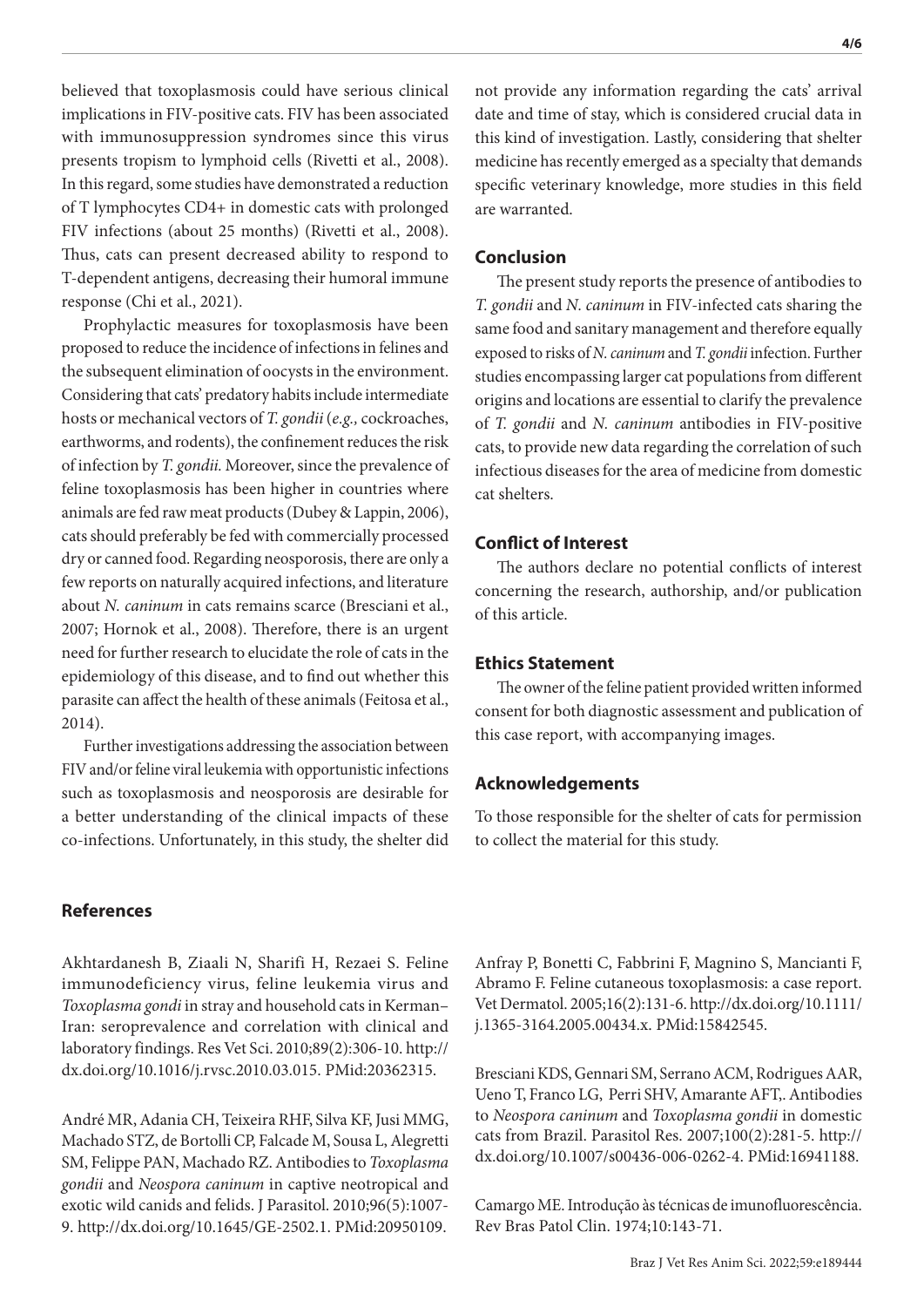believed that toxoplasmosis could have serious clinical implications in FIV-positive cats. FIV has been associated with immunosuppression syndromes since this virus presents tropism to lymphoid cells (Rivetti et al., 2008). In this regard, some studies have demonstrated a reduction of T lymphocytes CD4+ in domestic cats with prolonged FIV infections (about 25 months) (Rivetti et al., 2008). Thus, cats can present decreased ability to respond to T-dependent antigens, decreasing their humoral immune response (Chi et al., 2021).

Prophylactic measures for toxoplasmosis have been proposed to reduce the incidence of infections in felines and the subsequent elimination of oocysts in the environment. Considering that cats' predatory habits include intermediate hosts or mechanical vectors of *T. gondii* (*e.g.,* cockroaches, earthworms, and rodents), the confinement reduces the risk of infection by *T. gondii.* Moreover, since the prevalence of feline toxoplasmosis has been higher in countries where animals are fed raw meat products (Dubey & Lappin, 2006), cats should preferably be fed with commercially processed dry or canned food. Regarding neosporosis, there are only a few reports on naturally acquired infections, and literature about *N. caninum* in cats remains scarce (Bresciani et al., 2007; Hornok et al., 2008). Therefore, there is an urgent need for further research to elucidate the role of cats in the epidemiology of this disease, and to find out whether this parasite can affect the health of these animals (Feitosa et al., 2014).

Further investigations addressing the association between FIV and/or feline viral leukemia with opportunistic infections such as toxoplasmosis and neosporosis are desirable for a better understanding of the clinical impacts of these co-infections. Unfortunately, in this study, the shelter did not provide any information regarding the cats' arrival date and time of stay, which is considered crucial data in this kind of investigation. Lastly, considering that shelter medicine has recently emerged as a specialty that demands specific veterinary knowledge, more studies in this field are warranted.

## Conclusion

The present study reports the presence of antibodies to *T. gondii* and *N. caninum* in FIV-infected cats sharing the same food and sanitary management and therefore equally exposed to risks of *N. caninum* and *T. gondii* infection. Further studies encompassing larger cat populations from different origins and locations are essential to clarify the prevalence of *T. gondii* and *N. caninum* antibodies in FIV-positive cats, to provide new data regarding the correlation of such infectious diseases for the area of medicine from domestic cat shelters.

## Conflict of Interest

The authors declare no potential conflicts of interest concerning the research, authorship, and/or publication of this article.

## Ethics Statement

The owner of the feline patient provided written informed consent for both diagnostic assessment and publication of this case report, with accompanying images.

## Acknowledgements

To those responsible for the shelter of cats for permission to collect the material for this study.

## References

Akhtardanesh B, Ziaali N, Sharifi H, Rezaei S. Feline immunodeficiency virus, feline leukemia virus and *Toxoplasma gondi* in stray and household cats in Kerman–Iran: seroprevalence and correlation with clinical and laboratory findings. Res Vet Sci. 2010;89(2):306-10. http://dx.doi.org/10.1016/j.rvsc.2010.03.015. PMid:20362315.

André MR, Adania CH, Teixeira RHF, Silva KF, Jusi MMG, Machado STZ, de Bortolli CP, Falcade M, Sousa L, Alegretti SM, Felippe PAN, Machado RZ. Antibodies to *Toxoplasma gondii* and *Neospora caninum* in captive neotropical and exotic wild canids and felids. J Parasitol. 2010;96(5):1007-9. http://dx.doi.org/10.1645/GE-2502.1. PMid:20950109.

Anfray P, Bonetti C, Fabbrini F, Magnino S, Mancianti F, Abramo F. Feline cutaneous toxoplasmosis: a case report. Vet Dermatol. 2005;16(2):131-6. http://dx.doi.org/10.1111/j.1365-3164.2005.00434.x. PMid:15842545.

Bresciani KDS, Gennari SM, Serrano ACM, Rodrigues AAR, Ueno T, Franco LG, Perri SHV, Amarante AFT,. Antibodies to *Neospora caninum* and *Toxoplasma gondii* in domestic cats from Brazil. Parasitol Res. 2007;100(2):281-5. http://dx.doi.org/10.1007/s00436-006-0262-4. PMid:16941188.

Camargo ME. Introdução às técnicas de imunofluorescência. Rev Bras Patol Clin. 1974;10:143-71.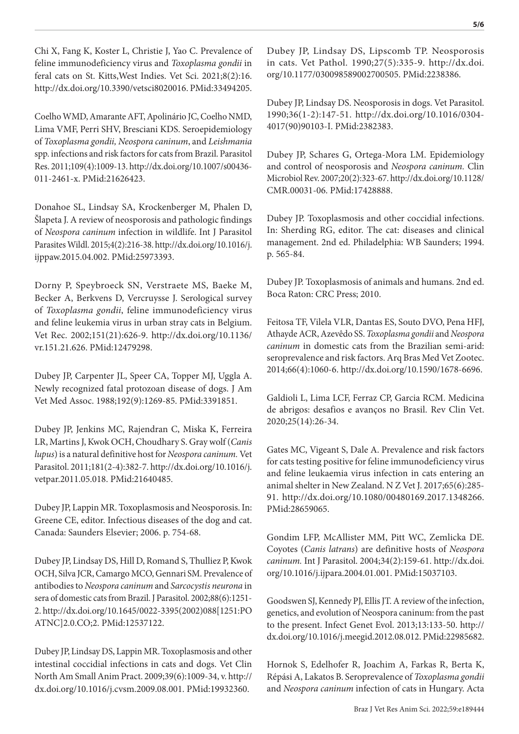Chi X, Fang K, Koster L, Christie J, Yao C. Prevalence of feline immunodeficiency virus and *Toxoplasma gondii* in feral cats on St. Kitts,West Indies. Vet Sci. 2021;8(2):16. http://dx.doi.org/10.3390/vetsci8020016. PMid:33494205.

Coelho WMD, Amarante AFT, Apolinário JC, Coelho NMD, Lima VMF, Perri SHV, Bresciani KDS. Seroepidemiology of *Toxoplasma gondii, Neospora caninum*, and *Leishmania* spp. infections and risk factors for cats from Brazil. Parasitol Res. 2011;109(4):1009-13. http://dx.doi.org/10.1007/s00436-011-2461-x. PMid:21626423.

Donahoe SL, Lindsay SA, Krockenberger M, Phalen D, Šlapeta J. A review of neosporosis and pathologic findings of *Neospora caninum* infection in wildlife. Int J Parasitol Parasites Wildl. 2015;4(2):216-38. http://dx.doi.org/10.1016/j.ijppaw.2015.04.002. PMid:25973393.

Dorny P, Speybroeck SN, Verstraete MS, Baeke M, Becker A, Berkvens D, Vercruysse J. Serological survey of *Toxoplasma gondii*, feline immunodeficiency virus and feline leukemia virus in urban stray cats in Belgium. Vet Rec. 2002;151(21):626-9. http://dx.doi.org/10.1136/vr.151.21.626. PMid:12479298.

Dubey JP, Carpenter JL, Speer CA, Topper MJ, Uggla A. Newly recognized fatal protozoan disease of dogs. J Am Vet Med Assoc. 1988;192(9):1269-85. PMid:3391851.

Dubey JP, Jenkins MC, Rajendran C, Miska K, Ferreira LR, Martins J, Kwok OCH, Choudhary S. Gray wolf (*Canis lupus*) is a natural definitive host for *Neospora caninum.* Vet Parasitol. 2011;181(2-4):382-7. http://dx.doi.org/10.1016/j.vetpar.2011.05.018. PMid:21640485.

Dubey JP, Lappin MR. Toxoplasmosis and Neosporosis. In: Greene CE, editor. Infectious diseases of the dog and cat. Canada: Saunders Elsevier; 2006. p. 754-68.

Dubey JP, Lindsay DS, Hill D, Romand S, Thulliez P, Kwok OCH, Silva JCR, Camargo MCO, Gennari SM. Prevalence of antibodies to *Neospora caninum* and *Sarcocystis neurona* in sera of domestic cats from Brazil. J Parasitol. 2002;88(6):1251-2. http://dx.doi.org/10.1645/0022-3395(2002)088[1251:POATNC]2.0.CO;2. PMid:12537122.

Dubey JP, Lindsay DS, Lappin MR. Toxoplasmosis and other intestinal coccidial infections in cats and dogs. Vet Clin North Am Small Anim Pract. 2009;39(6):1009-34, v. http://dx.doi.org/10.1016/j.cvsm.2009.08.001. PMid:19932360.

Dubey JP, Lindsay DS, Lipscomb TP. Neosporosis in cats. Vet Pathol. 1990;27(5):335-9. http://dx.doi.org/10.1177/030098589002700505. PMid:2238386.

Dubey JP, Lindsay DS. Neosporosis in dogs. Vet Parasitol. 1990;36(1-2):147-51. http://dx.doi.org/10.1016/0304-4017(90)90103-I. PMid:2382383.

Dubey JP, Schares G, Ortega-Mora LM. Epidemiology and control of neosporosis and *Neospora caninum*. Clin Microbiol Rev. 2007;20(2):323-67. http://dx.doi.org/10.1128/CMR.00031-06. PMid:17428888.

Dubey JP. Toxoplasmosis and other coccidial infections. In: Sherding RG, editor. The cat: diseases and clinical management. 2nd ed. Philadelphia: WB Saunders; 1994. p. 565-84.

Dubey JP. Toxoplasmosis of animals and humans. 2nd ed. Boca Raton: CRC Press; 2010.

Feitosa TF, Vilela VLR, Dantas ES, Souto DVO, Pena HFJ, Athayde ACR, Azevêdo SS. *Toxoplasma gondii* and *Neospora caninum* in domestic cats from the Brazilian semi-arid: seroprevalence and risk factors. Arq Bras Med Vet Zootec. 2014;66(4):1060-6. http://dx.doi.org/10.1590/1678-6696.

Galdioli L, Lima LCF, Ferraz CP, Garcia RCM. Medicina de abrigos: desafios e avanços no Brasil. Rev Clin Vet. 2020;25(14):26-34.

Gates MC, Vigeant S, Dale A. Prevalence and risk factors for cats testing positive for feline immunodeficiency virus and feline leukaemia virus infection in cats entering an animal shelter in New Zealand. N Z Vet J. 2017;65(6):285-91. http://dx.doi.org/10.1080/00480169.2017.1348266. PMid:28659065.

Gondim LFP, McAllister MM, Pitt WC, Zemlicka DE. Coyotes (*Canis latrans*) are definitive hosts of *Neospora caninum.* Int J Parasitol. 2004;34(2):159-61. http://dx.doi.org/10.1016/j.ijpara.2004.01.001. PMid:15037103.

Goodswen SJ, Kennedy PJ, Ellis JT. A review of the infection, genetics, and evolution of Neospora caninum: from the past to the present. Infect Genet Evol. 2013;13:133-50. http://dx.doi.org/10.1016/j.meegid.2012.08.012. PMid:22985682.

Hornok S, Edelhofer R, Joachim A, Farkas R, Berta K, Répási A, Lakatos B. Seroprevalence of *Toxoplasma gondii* and *Neospora caninum* infection of cats in Hungary. Acta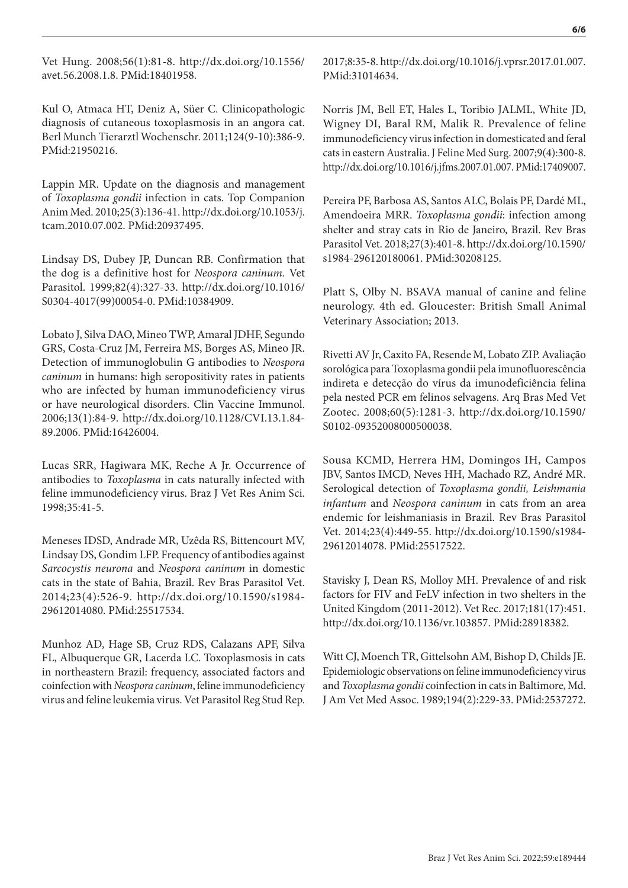Vet Hung. 2008;56(1):81-8. http://dx.doi.org/10.1556/avet.56.2008.1.8. PMid:18401958.

Kul O, Atmaca HT, Deniz A, Süer C. Clinicopathologic diagnosis of cutaneous toxoplasmosis in an angora cat. Berl Munch Tierarztl Wochenschr. 2011;124(9-10):386-9. PMid:21950216.

Lappin MR. Update on the diagnosis and management of *Toxoplasma gondii* infection in cats. Top Companion Anim Med. 2010;25(3):136-41. http://dx.doi.org/10.1053/j.tcam.2010.07.002. PMid:20937495.

Lindsay DS, Dubey JP, Duncan RB. Confirmation that the dog is a definitive host for *Neospora caninum*. Vet Parasitol. 1999;82(4):327-33. http://dx.doi.org/10.1016/S0304-4017(99)00054-0. PMid:10384909.

Lobato J, Silva DAO, Mineo TWP, Amaral JDHF, Segundo GRS, Costa-Cruz JM, Ferreira MS, Borges AS, Mineo JR. Detection of immunoglobulin G antibodies to *Neospora caninum* in humans: high seropositivity rates in patients who are infected by human immunodeficiency virus or have neurological disorders. Clin Vaccine Immunol. 2006;13(1):84-9. http://dx.doi.org/10.1128/CVI.13.1.84-89.2006. PMid:16426004.

Lucas SRR, Hagiwara MK, Reche A Jr. Occurrence of antibodies to *Toxoplasma* in cats naturally infected with feline immunodeficiency virus. Braz J Vet Res Anim Sci. 1998;35:41-5.

Meneses IDSD, Andrade MR, Uzêda RS, Bittencourt MV, Lindsay DS, Gondim LFP. Frequency of antibodies against *Sarcocystis neurona* and *Neospora caninum* in domestic cats in the state of Bahia, Brazil. Rev Bras Parasitol Vet. 2014;23(4):526-9. http://dx.doi.org/10.1590/s1984-29612014080. PMid:25517534.

Munhoz AD, Hage SB, Cruz RDS, Calazans APF, Silva FL, Albuquerque GR, Lacerda LC. Toxoplasmosis in cats in northeastern Brazil: frequency, associated factors and coinfection with *Neospora caninum*, feline immunodeficiency virus and feline leukemia virus. Vet Parasitol Reg Stud Rep. 2017;8:35-8. http://dx.doi.org/10.1016/j.vprsr.2017.01.007. PMid:31014634.

Norris JM, Bell ET, Hales L, Toribio JALML, White JD, Wigney DI, Baral RM, Malik R. Prevalence of feline immunodeficiency virus infection in domesticated and feral cats in eastern Australia. J Feline Med Surg. 2007;9(4):300-8. http://dx.doi.org/10.1016/j.jfms.2007.01.007. PMid:17409007.

Pereira PF, Barbosa AS, Santos ALC, Bolais PF, Dardé ML, Amendoeira MRR. *Toxoplasma gondii*: infection among shelter and stray cats in Rio de Janeiro, Brazil. Rev Bras Parasitol Vet. 2018;27(3):401-8. http://dx.doi.org/10.1590/s1984-296120180061. PMid:30208125.

Platt S, Olby N. BSAVA manual of canine and feline neurology. 4th ed. Gloucester: British Small Animal Veterinary Association; 2013.

Rivetti AV Jr, Caxito FA, Resende M, Lobato ZIP. Avaliação sorológica para Toxoplasma gondii pela imunofluorescência indireta e detecção do vírus da imunodeficiência felina pela nested PCR em felinos selvagens. Arq Bras Med Vet Zootec. 2008;60(5):1281-3. http://dx.doi.org/10.1590/S0102-09352008000500038.

Sousa KCMD, Herrera HM, Domingos IH, Campos JBV, Santos IMCD, Neves HH, Machado RZ, André MR. Serological detection of *Toxoplasma gondii, Leishmania infantum* and *Neospora caninum* in cats from an area endemic for leishmaniasis in Brazil. Rev Bras Parasitol Vet. 2014;23(4):449-55. http://dx.doi.org/10.1590/s1984-29612014078. PMid:25517522.

Stavisky J, Dean RS, Molloy MH. Prevalence of and risk factors for FIV and FeLV infection in two shelters in the United Kingdom (2011-2012). Vet Rec. 2017;181(17):451. http://dx.doi.org/10.1136/vr.103857. PMid:28918382.

Witt CJ, Moench TR, Gittelsohn AM, Bishop D, Childs JE. Epidemiologic observations on feline immunodeficiency virus and *Toxoplasma gondii* coinfection in cats in Baltimore, Md. J Am Vet Med Assoc. 1989;194(2):229-33. PMid:2537272.